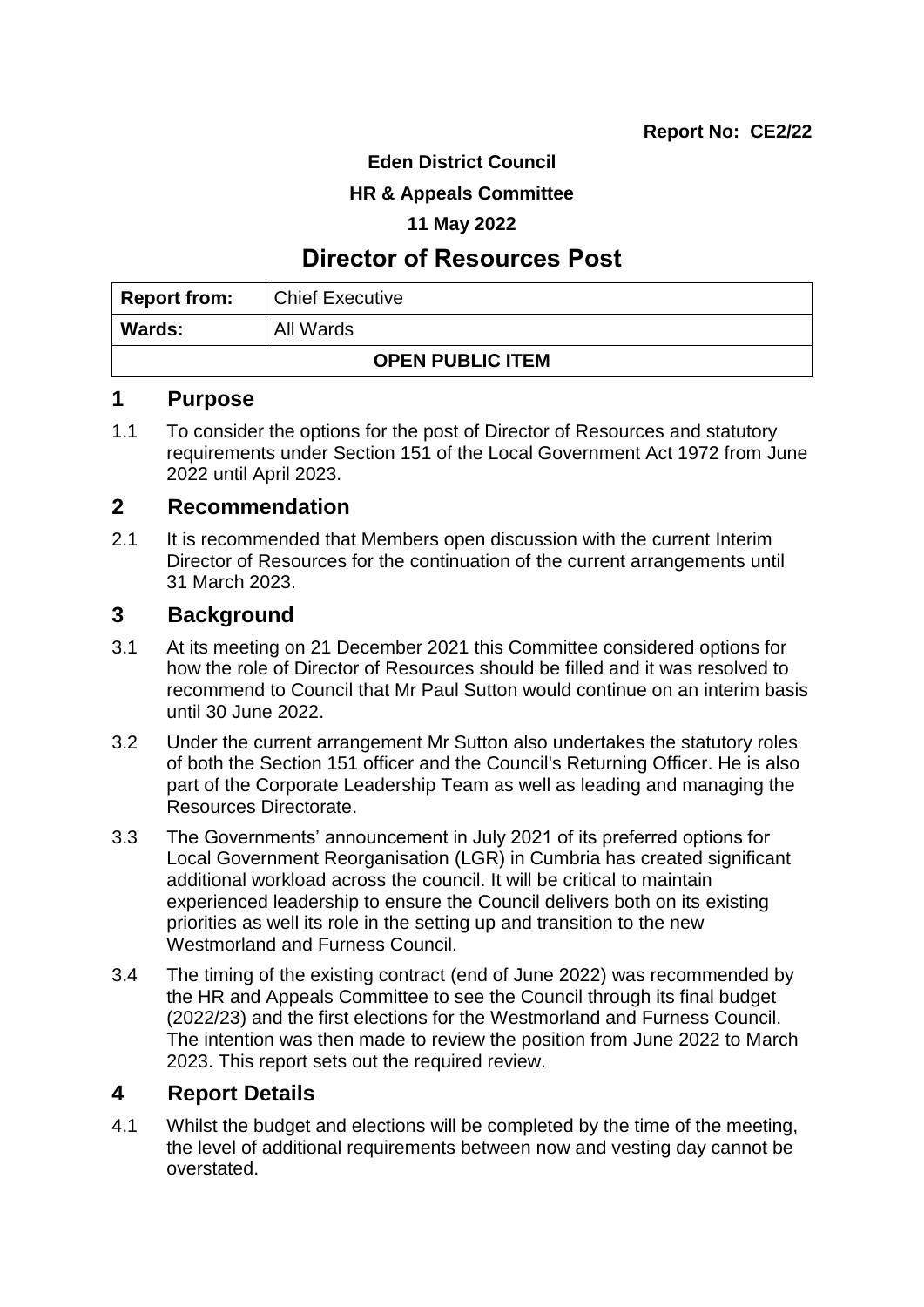**Report No: CE2/22**

**Eden District Council**

**HR & Appeals Committee**

**11 May 2022**

# Director of Resources Post

| **Report from:** | Chief Executive |
| --- | --- |
| **Wards:** | All Wards |
| **OPEN PUBLIC ITEM** | |

## 1 Purpose

1.1 To consider the options for the post of Director of Resources and statutory requirements under Section 151 of the Local Government Act 1972 from June 2022 until April 2023.

## 2 Recommendation

2.1 It is recommended that Members open discussion with the current Interim Director of Resources for the continuation of the current arrangements until 31 March 2023.

## 3 Background

3.1 At its meeting on 21 December 2021 this Committee considered options for how the role of Director of Resources should be filled and it was resolved to recommend to Council that Mr Paul Sutton would continue on an interim basis until 30 June 2022.

3.2 Under the current arrangement Mr Sutton also undertakes the statutory roles of both the Section 151 officer and the Council's Returning Officer. He is also part of the Corporate Leadership Team as well as leading and managing the Resources Directorate.

3.3 The Governments' announcement in July 2021 of its preferred options for Local Government Reorganisation (LGR) in Cumbria has created significant additional workload across the council. It will be critical to maintain experienced leadership to ensure the Council delivers both on its existing priorities as well its role in the setting up and transition to the new Westmorland and Furness Council.

3.4 The timing of the existing contract (end of June 2022) was recommended by the HR and Appeals Committee to see the Council through its final budget (2022/23) and the first elections for the Westmorland and Furness Council. The intention was then made to review the position from June 2022 to March 2023. This report sets out the required review.

## 4 Report Details

4.1 Whilst the budget and elections will be completed by the time of the meeting, the level of additional requirements between now and vesting day cannot be overstated.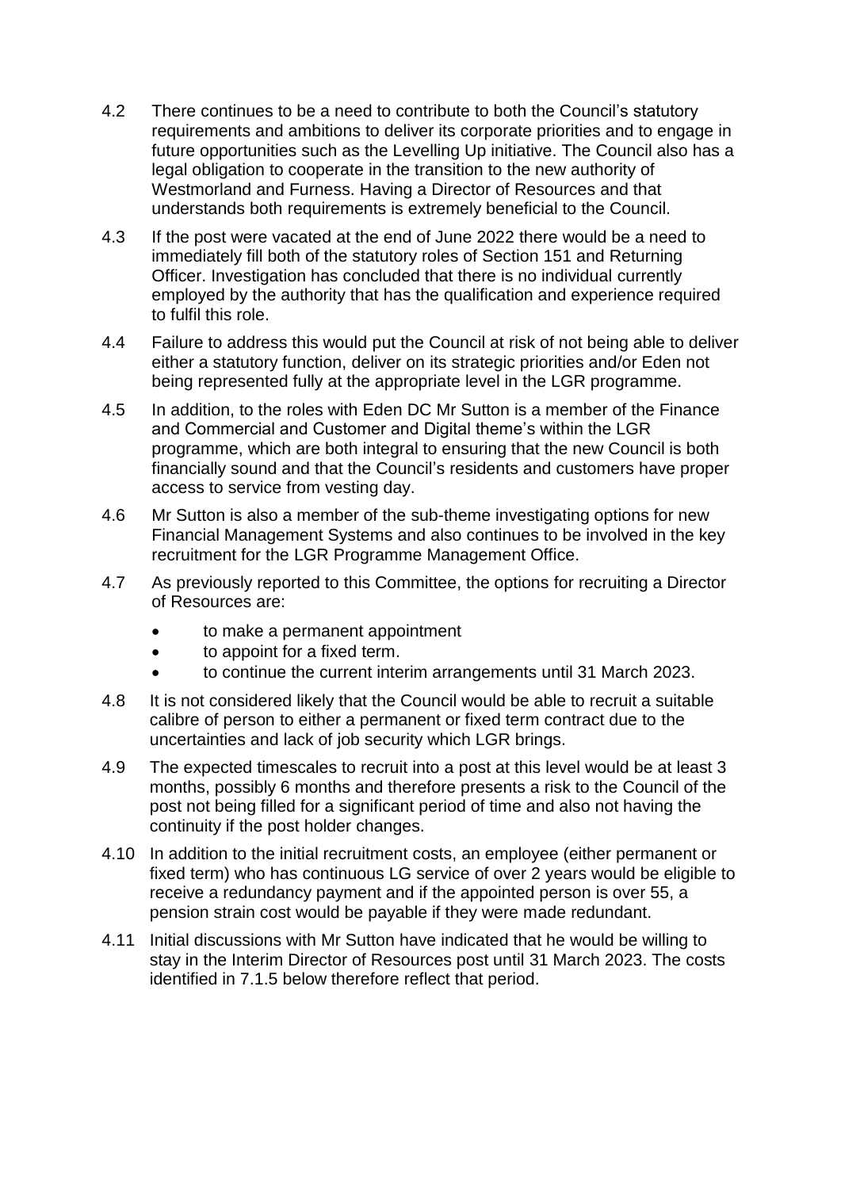4.2 There continues to be a need to contribute to both the Council's statutory requirements and ambitions to deliver its corporate priorities and to engage in future opportunities such as the Levelling Up initiative. The Council also has a legal obligation to cooperate in the transition to the new authority of Westmorland and Furness. Having a Director of Resources and that understands both requirements is extremely beneficial to the Council.

4.3 If the post were vacated at the end of June 2022 there would be a need to immediately fill both of the statutory roles of Section 151 and Returning Officer. Investigation has concluded that there is no individual currently employed by the authority that has the qualification and experience required to fulfil this role.

4.4 Failure to address this would put the Council at risk of not being able to deliver either a statutory function, deliver on its strategic priorities and/or Eden not being represented fully at the appropriate level in the LGR programme.

4.5 In addition, to the roles with Eden DC Mr Sutton is a member of the Finance and Commercial and Customer and Digital theme's within the LGR programme, which are both integral to ensuring that the new Council is both financially sound and that the Council's residents and customers have proper access to service from vesting day.

4.6 Mr Sutton is also a member of the sub-theme investigating options for new Financial Management Systems and also continues to be involved in the key recruitment for the LGR Programme Management Office.

4.7 As previously reported to this Committee, the options for recruiting a Director of Resources are:

- to make a permanent appointment
- to appoint for a fixed term.
- to continue the current interim arrangements until 31 March 2023.

4.8 It is not considered likely that the Council would be able to recruit a suitable calibre of person to either a permanent or fixed term contract due to the uncertainties and lack of job security which LGR brings.

4.9 The expected timescales to recruit into a post at this level would be at least 3 months, possibly 6 months and therefore presents a risk to the Council of the post not being filled for a significant period of time and also not having the continuity if the post holder changes.

4.10 In addition to the initial recruitment costs, an employee (either permanent or fixed term) who has continuous LG service of over 2 years would be eligible to receive a redundancy payment and if the appointed person is over 55, a pension strain cost would be payable if they were made redundant.

4.11 Initial discussions with Mr Sutton have indicated that he would be willing to stay in the Interim Director of Resources post until 31 March 2023. The costs identified in 7.1.5 below therefore reflect that period.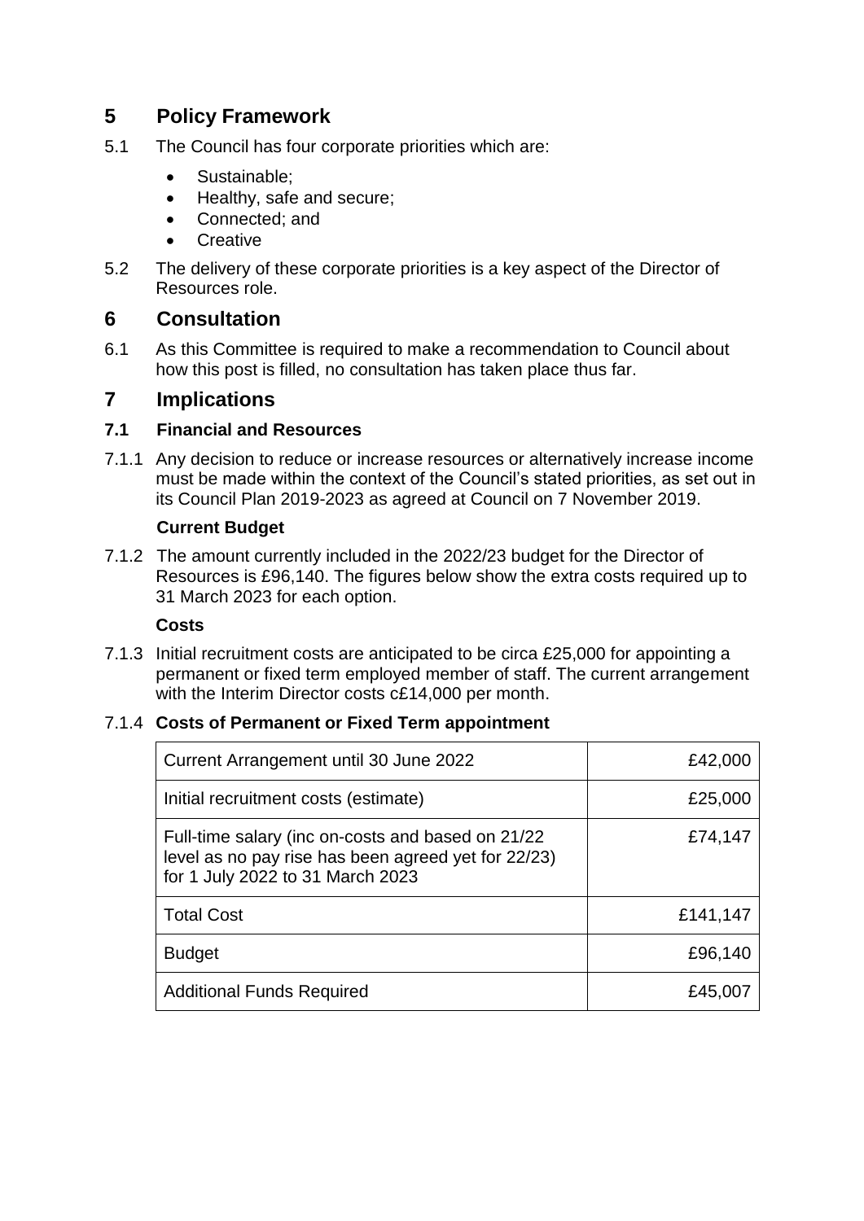## 5 Policy Framework

5.1 The Council has four corporate priorities which are:

- Sustainable;
- Healthy, safe and secure;
- Connected; and
- Creative

5.2 The delivery of these corporate priorities is a key aspect of the Director of Resources role.

## 6 Consultation

6.1 As this Committee is required to make a recommendation to Council about how this post is filled, no consultation has taken place thus far.

## 7 Implications

### 7.1 Financial and Resources

7.1.1 Any decision to reduce or increase resources or alternatively increase income must be made within the context of the Council's stated priorities, as set out in its Council Plan 2019-2023 as agreed at Council on 7 November 2019.

**Current Budget**

7.1.2 The amount currently included in the 2022/23 budget for the Director of Resources is £96,140. The figures below show the extra costs required up to 31 March 2023 for each option.

**Costs**

7.1.3 Initial recruitment costs are anticipated to be circa £25,000 for appointing a permanent or fixed term employed member of staff. The current arrangement with the Interim Director costs c£14,000 per month.

7.1.4 **Costs of Permanent or Fixed Term appointment**

| Item | Amount |
|---|---:|
| Current Arrangement until 30 June 2022 | £42,000 |
| Initial recruitment costs (estimate) | £25,000 |
| Full-time salary (inc on-costs and based on 21/22 level as no pay rise has been agreed yet for 22/23) for 1 July 2022 to 31 March 2023 | £74,147 |
| Total Cost | £141,147 |
| Budget | £96,140 |
| Additional Funds Required | £45,007 |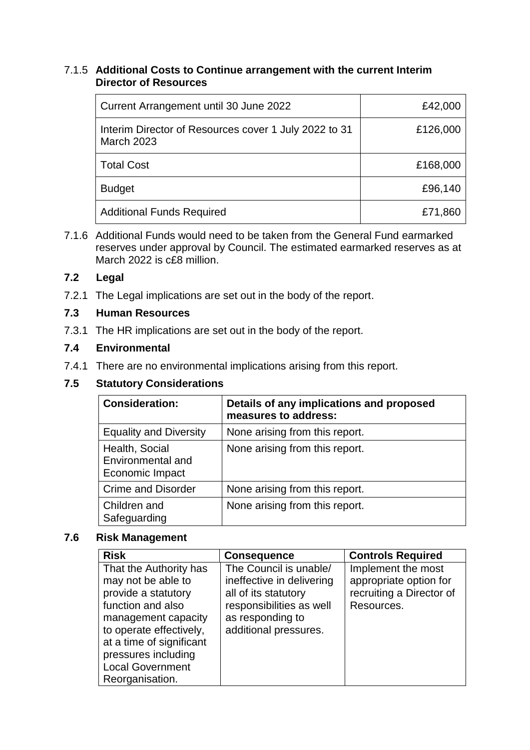7.1.5 **Additional Costs to Continue arrangement with the current Interim Director of Resources**

| | |
|---|---:|
| Current Arrangement until 30 June 2022 | £42,000 |
| Interim Director of Resources cover 1 July 2022 to 31 March 2023 | £126,000 |
| Total Cost | £168,000 |
| Budget | £96,140 |
| Additional Funds Required | £71,860 |

7.1.6 Additional Funds would need to be taken from the General Fund earmarked reserves under approval by Council. The estimated earmarked reserves as at March 2022 is c£8 million.

### 7.2 Legal

7.2.1 The Legal implications are set out in the body of the report.

### 7.3 Human Resources

7.3.1 The HR implications are set out in the body of the report.

### 7.4 Environmental

7.4.1 There are no environmental implications arising from this report.

### 7.5 Statutory Considerations

| Consideration: | Details of any implications and proposed measures to address: |
|---|---|
| Equality and Diversity | None arising from this report. |
| Health, Social Environmental and Economic Impact | None arising from this report. |
| Crime and Disorder | None arising from this report. |
| Children and Safeguarding | None arising from this report. |

### 7.6 Risk Management

| Risk | Consequence | Controls Required |
|---|---|---|
| That the Authority has may not be able to provide a statutory function and also management capacity to operate effectively, at a time of significant pressures including Local Government Reorganisation. | The Council is unable/ ineffective in delivering all of its statutory responsibilities as well as responding to additional pressures. | Implement the most appropriate option for recruiting a Director of Resources. |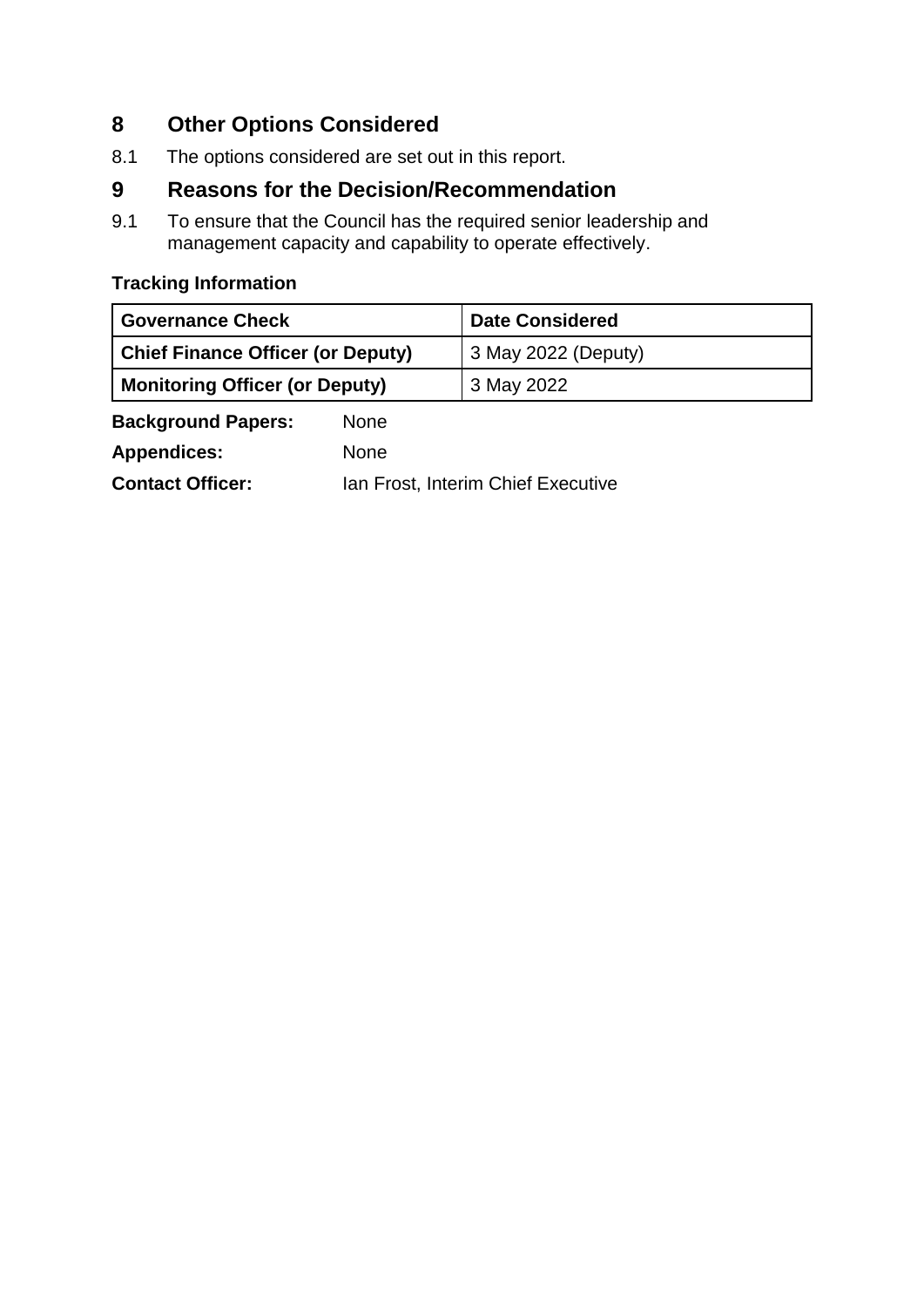## 8 Other Options Considered

8.1 The options considered are set out in this report.

## 9 Reasons for the Decision/Recommendation

9.1 To ensure that the Council has the required senior leadership and management capacity and capability to operate effectively.

**Tracking Information**

| Governance Check | Date Considered |
|---|---|
| **Chief Finance Officer (or Deputy)** | 3 May 2022 (Deputy) |
| **Monitoring Officer (or Deputy)** | 3 May 2022 |

**Background Papers:** None

**Appendices:** None

**Contact Officer:** Ian Frost, Interim Chief Executive